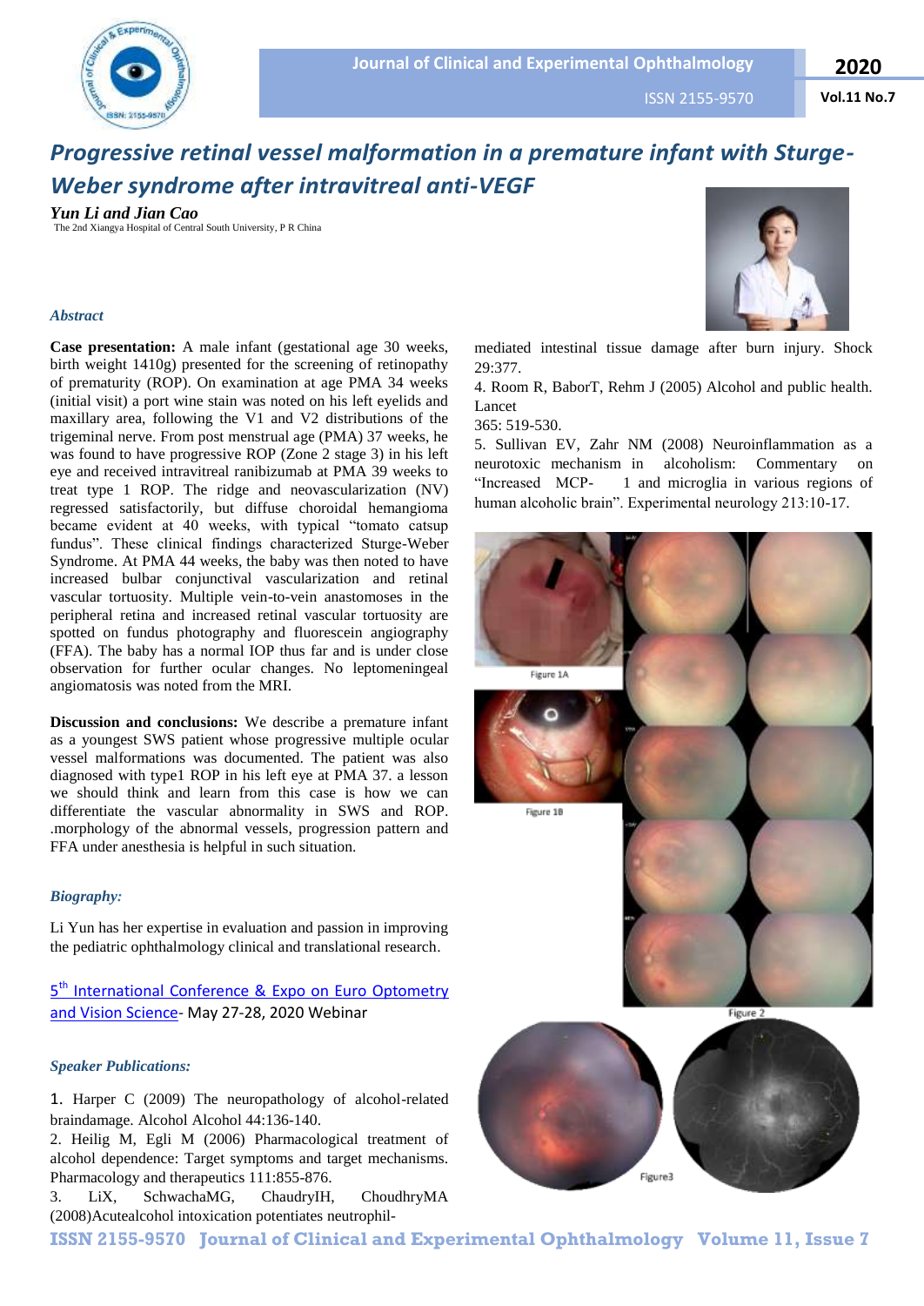# Progressive retinal vessel malformation in a premature infant with Sturge-Weber syndrome after intravitreal anti-VEGF

***Yun Li and Jian Cao***

The 2nd Xiangya Hospital of Central South University, P R China

### *Abstract*

**Case presentation:** A male infant (gestational age 30 weeks, birth weight 1410g) presented for the screening of retinopathy of prematurity (ROP). On examination at age PMA 34 weeks (initial visit) a port wine stain was noted on his left eyelids and maxillary area, following the V1 and V2 distributions of the trigeminal nerve. From post menstrual age (PMA) 37 weeks, he was found to have progressive ROP (Zone 2 stage 3) in his left eye and received intravitreal ranibizumab at PMA 39 weeks to treat type 1 ROP. The ridge and neovascularization (NV) regressed satisfactorily, but diffuse choroidal hemangioma became evident at 40 weeks, with typical "tomato catsup fundus". These clinical findings characterized Sturge-Weber Syndrome. At PMA 44 weeks, the baby was then noted to have increased bulbar conjunctival vascularization and retinal vascular tortuosity. Multiple vein-to-vein anastomoses in the peripheral retina and increased retinal vascular tortuosity are spotted on fundus photography and fluorescein angiography (FFA). The baby has a normal IOP thus far and is under close observation for further ocular changes. No leptomeningeal angiomatosis was noted from the MRI.

**Discussion and conclusions:** We describe a premature infant as a youngest SWS patient whose progressive multiple ocular vessel malformations was documented. The patient was also diagnosed with type1 ROP in his left eye at PMA 37. a lesson we should think and learn from this case is how we can differentiate the vascular abnormality in SWS and ROP. .morphology of the abnormal vessels, progression pattern and FFA under anesthesia is helpful in such situation.

### *Biography:*

Li Yun has her expertise in evaluation and passion in improving the pediatric ophthalmology clinical and translational research.

5th International Conference & Expo on Euro Optometry and Vision Science- May 27-28, 2020 Webinar

### *Speaker Publications:*

1. Harper C (2009) The neuropathology of alcohol-related braindamage. Alcohol Alcohol 44:136-140.
2. Heilig M, Egli M (2006) Pharmacological treatment of alcohol dependence: Target symptoms and target mechanisms. Pharmacology and therapeutics 111:855-876.
3. LiX, SchwachaMG, ChaudryIH, ChoudhryMA (2008)Acutealcohol intoxication potentiates neutrophil-mediated intestinal tissue damage after burn injury. Shock 29:377.
4. Room R, BaborT, Rehm J (2005) Alcohol and public health. Lancet 365: 519-530.
5. Sullivan EV, Zahr NM (2008) Neuroinflammation as a neurotoxic mechanism in alcoholism: Commentary on "Increased MCP- 1 and microglia in various regions of human alcoholic brain". Experimental neurology 213:10-17.

Figure 1A

Figure 1B

Figure 2

Figure3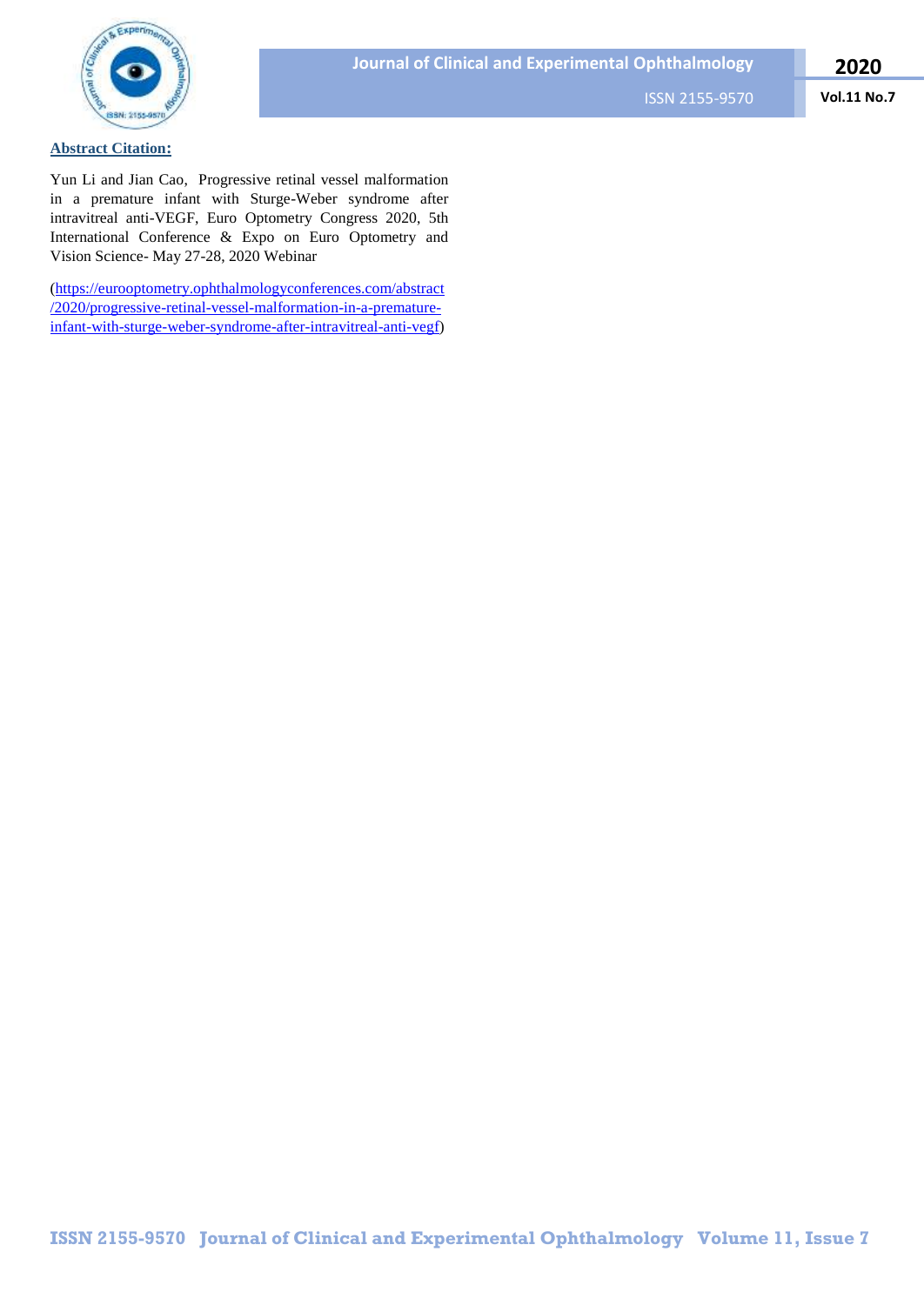**Abstract Citation:**

Yun Li and Jian Cao, Progressive retinal vessel malformation in a premature infant with Sturge-Weber syndrome after intravitreal anti-VEGF, Euro Optometry Congress 2020, 5th International Conference & Expo on Euro Optometry and Vision Science- May 27-28, 2020 Webinar

(https://eurooptometry.ophthalmologyconferences.com/abstract/2020/progressive-retinal-vessel-malformation-in-a-premature-infant-with-sturge-weber-syndrome-after-intravitreal-anti-vegf)